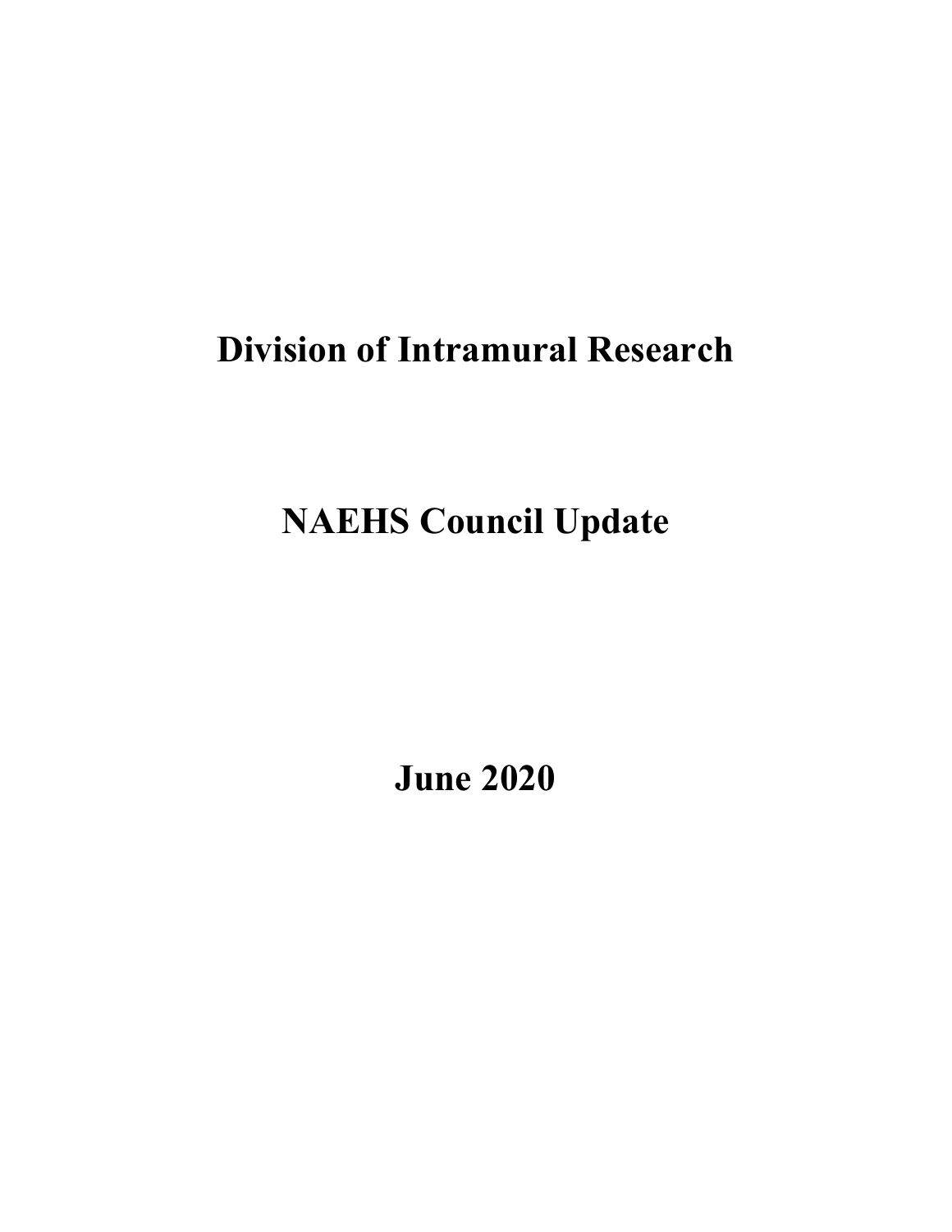# Division of Intramural Research

# NAEHS Council Update

# June 2020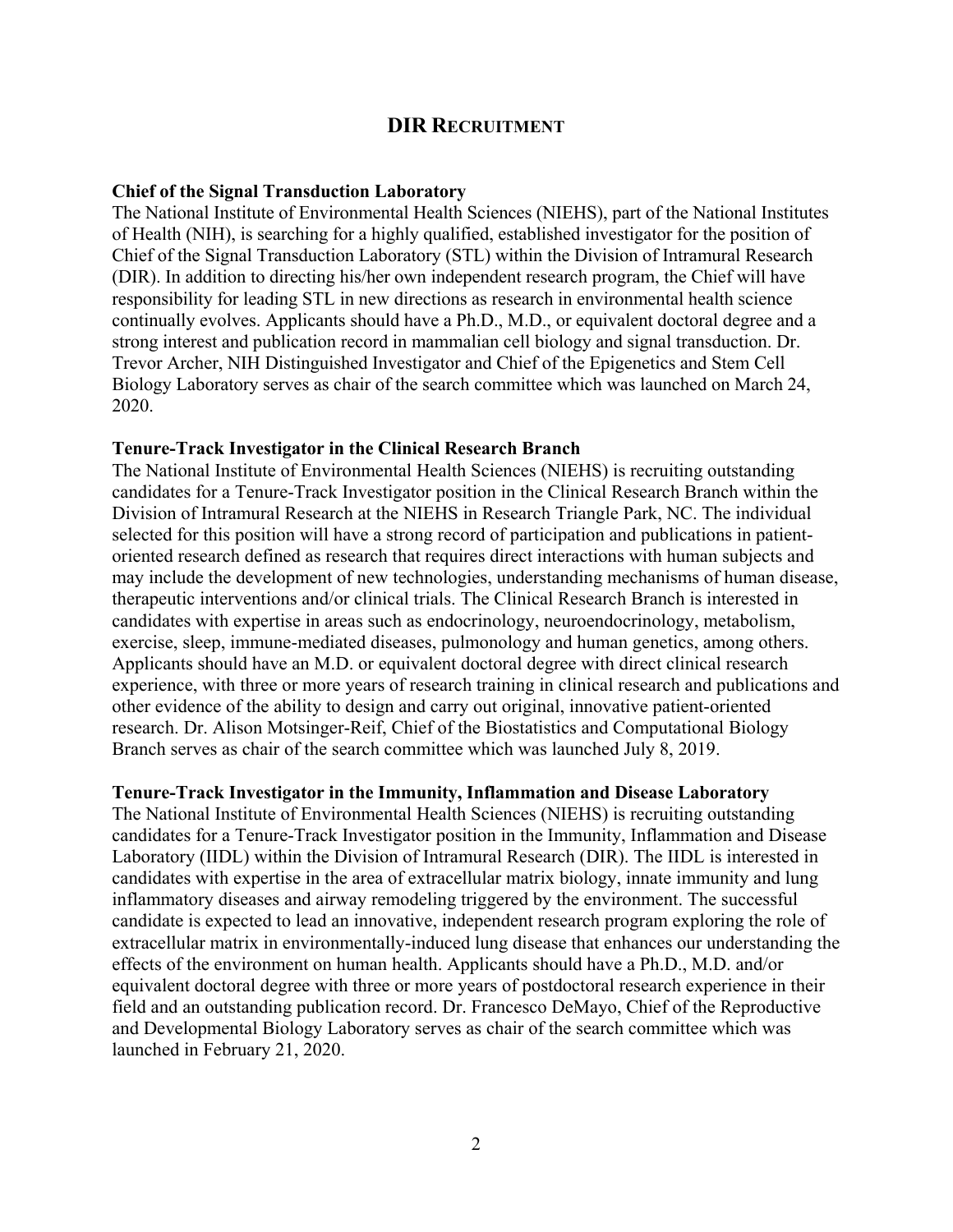## DIR RECRUITMENT

### Chief of the Signal Transduction Laboratory

The National Institute of Environmental Health Sciences (NIEHS), part of the National Institutes of Health (NIH), is searching for a highly qualified, established investigator for the position of Chief of the Signal Transduction Laboratory (STL) within the Division of Intramural Research (DIR). In addition to directing his/her own independent research program, the Chief will have responsibility for leading STL in new directions as research in environmental health science continually evolves. Applicants should have a Ph.D., M.D., or equivalent doctoral degree and a strong interest and publication record in mammalian cell biology and signal transduction. Dr. Trevor Archer, NIH Distinguished Investigator and Chief of the Epigenetics and Stem Cell Biology Laboratory serves as chair of the search committee which was launched on March 24, 2020.

### Tenure-Track Investigator in the Clinical Research Branch

The National Institute of Environmental Health Sciences (NIEHS) is recruiting outstanding candidates for a Tenure-Track Investigator position in the Clinical Research Branch within the Division of Intramural Research at the NIEHS in Research Triangle Park, NC. The individual selected for this position will have a strong record of participation and publications in patient-oriented research defined as research that requires direct interactions with human subjects and may include the development of new technologies, understanding mechanisms of human disease, therapeutic interventions and/or clinical trials. The Clinical Research Branch is interested in candidates with expertise in areas such as endocrinology, neuroendocrinology, metabolism, exercise, sleep, immune-mediated diseases, pulmonology and human genetics, among others. Applicants should have an M.D. or equivalent doctoral degree with direct clinical research experience, with three or more years of research training in clinical research and publications and other evidence of the ability to design and carry out original, innovative patient-oriented research. Dr. Alison Motsinger-Reif, Chief of the Biostatistics and Computational Biology Branch serves as chair of the search committee which was launched July 8, 2019.

### Tenure-Track Investigator in the Immunity, Inflammation and Disease Laboratory

The National Institute of Environmental Health Sciences (NIEHS) is recruiting outstanding candidates for a Tenure-Track Investigator position in the Immunity, Inflammation and Disease Laboratory (IIDL) within the Division of Intramural Research (DIR). The IIDL is interested in candidates with expertise in the area of extracellular matrix biology, innate immunity and lung inflammatory diseases and airway remodeling triggered by the environment. The successful candidate is expected to lead an innovative, independent research program exploring the role of extracellular matrix in environmentally-induced lung disease that enhances our understanding the effects of the environment on human health. Applicants should have a Ph.D., M.D. and/or equivalent doctoral degree with three or more years of postdoctoral research experience in their field and an outstanding publication record. Dr. Francesco DeMayo, Chief of the Reproductive and Developmental Biology Laboratory serves as chair of the search committee which was launched in February 21, 2020.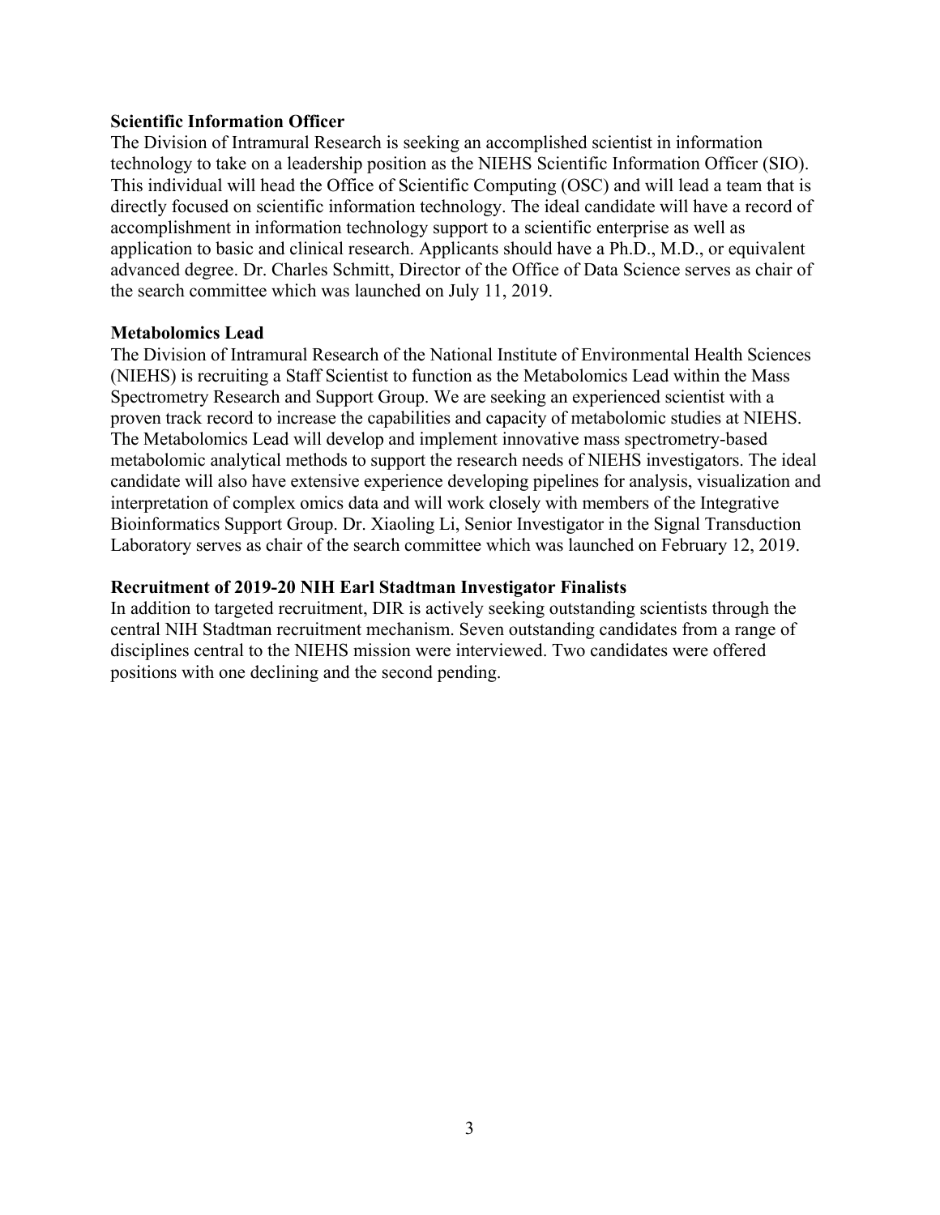**Scientific Information Officer**

The Division of Intramural Research is seeking an accomplished scientist in information technology to take on a leadership position as the NIEHS Scientific Information Officer (SIO). This individual will head the Office of Scientific Computing (OSC) and will lead a team that is directly focused on scientific information technology. The ideal candidate will have a record of accomplishment in information technology support to a scientific enterprise as well as application to basic and clinical research. Applicants should have a Ph.D., M.D., or equivalent advanced degree. Dr. Charles Schmitt, Director of the Office of Data Science serves as chair of the search committee which was launched on July 11, 2019.

**Metabolomics Lead**

The Division of Intramural Research of the National Institute of Environmental Health Sciences (NIEHS) is recruiting a Staff Scientist to function as the Metabolomics Lead within the Mass Spectrometry Research and Support Group. We are seeking an experienced scientist with a proven track record to increase the capabilities and capacity of metabolomic studies at NIEHS. The Metabolomics Lead will develop and implement innovative mass spectrometry-based metabolomic analytical methods to support the research needs of NIEHS investigators. The ideal candidate will also have extensive experience developing pipelines for analysis, visualization and interpretation of complex omics data and will work closely with members of the Integrative Bioinformatics Support Group. Dr. Xiaoling Li, Senior Investigator in the Signal Transduction Laboratory serves as chair of the search committee which was launched on February 12, 2019.

**Recruitment of 2019-20 NIH Earl Stadtman Investigator Finalists**

In addition to targeted recruitment, DIR is actively seeking outstanding scientists through the central NIH Stadtman recruitment mechanism. Seven outstanding candidates from a range of disciplines central to the NIEHS mission were interviewed. Two candidates were offered positions with one declining and the second pending.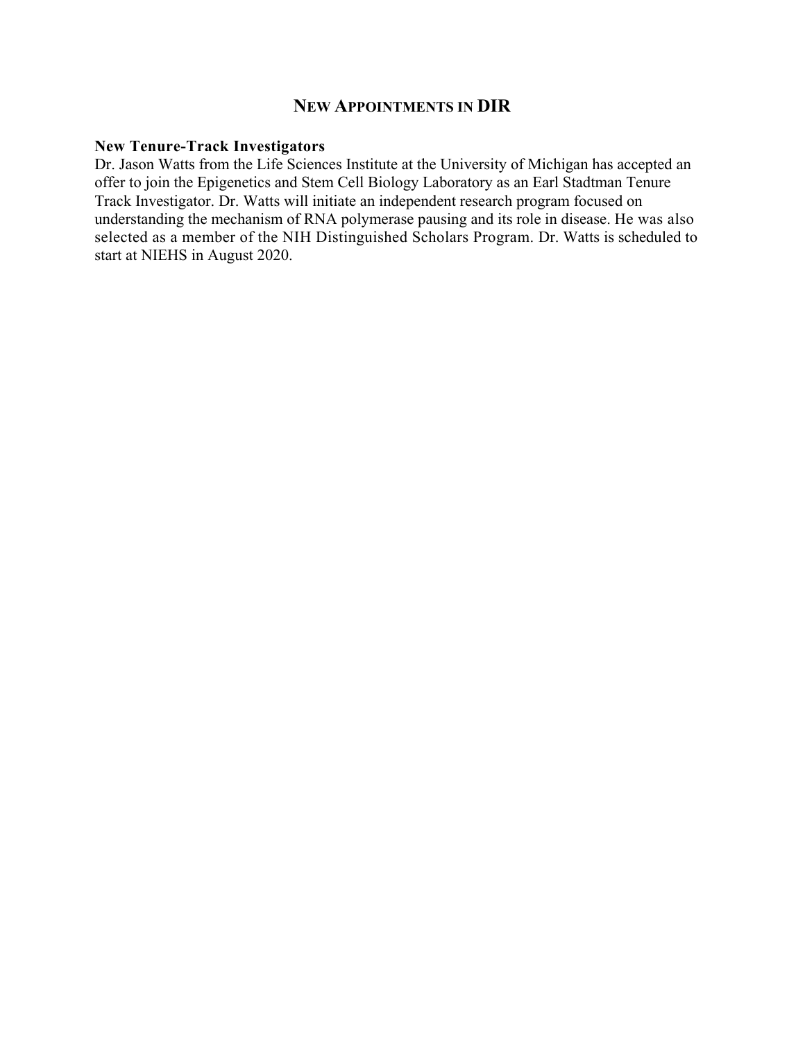## NEW APPOINTMENTS IN DIR

**New Tenure-Track Investigators**

Dr. Jason Watts from the Life Sciences Institute at the University of Michigan has accepted an offer to join the Epigenetics and Stem Cell Biology Laboratory as an Earl Stadtman Tenure Track Investigator. Dr. Watts will initiate an independent research program focused on understanding the mechanism of RNA polymerase pausing and its role in disease. He was also selected as a member of the NIH Distinguished Scholars Program. Dr. Watts is scheduled to start at NIEHS in August 2020.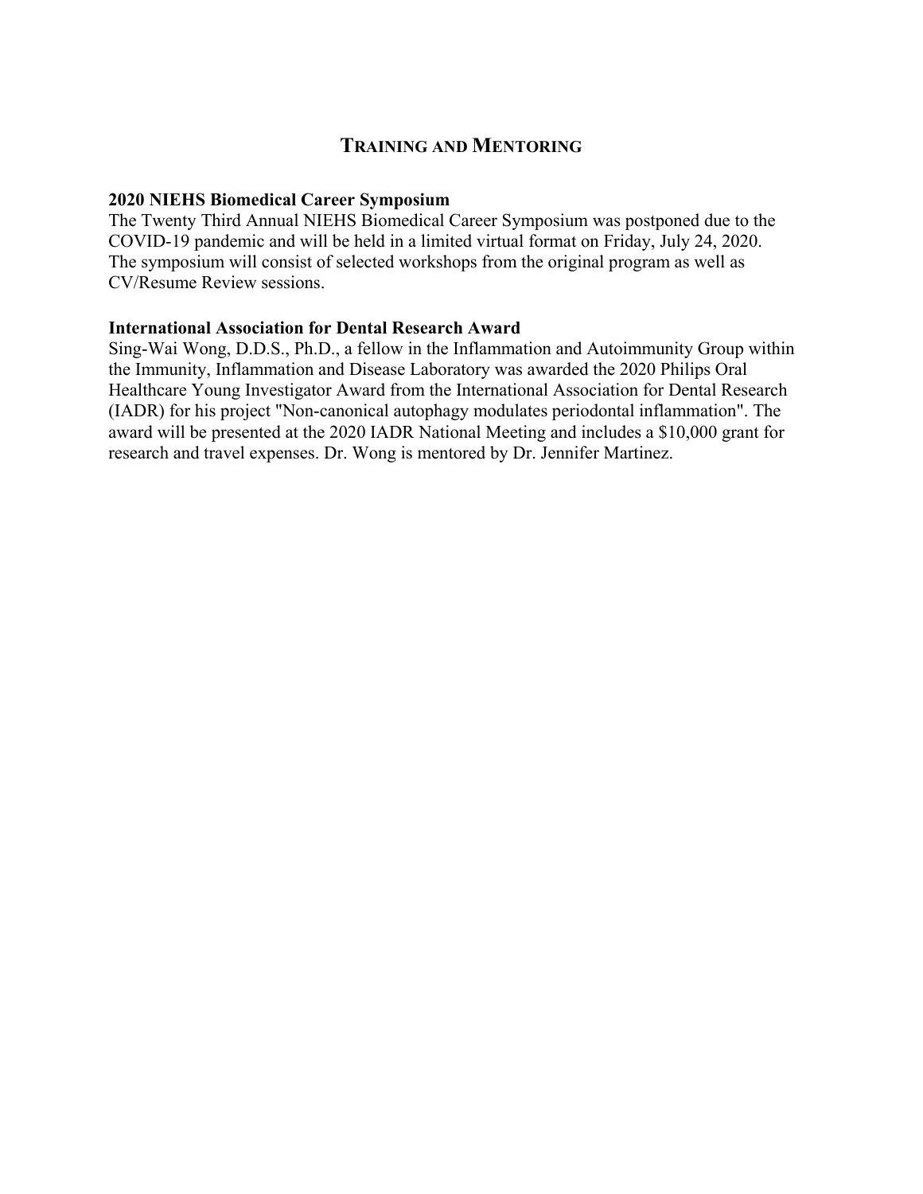## Training and Mentoring

**2020 NIEHS Biomedical Career Symposium**

The Twenty Third Annual NIEHS Biomedical Career Symposium was postponed due to the COVID-19 pandemic and will be held in a limited virtual format on Friday, July 24, 2020. The symposium will consist of selected workshops from the original program as well as CV/Resume Review sessions.

**International Association for Dental Research Award**

Sing-Wai Wong, D.D.S., Ph.D., a fellow in the Inflammation and Autoimmunity Group within the Immunity, Inflammation and Disease Laboratory was awarded the 2020 Philips Oral Healthcare Young Investigator Award from the International Association for Dental Research (IADR) for his project "Non-canonical autophagy modulates periodontal inflammation". The award will be presented at the 2020 IADR National Meeting and includes a $10,000 grant for research and travel expenses. Dr. Wong is mentored by Dr. Jennifer Martinez.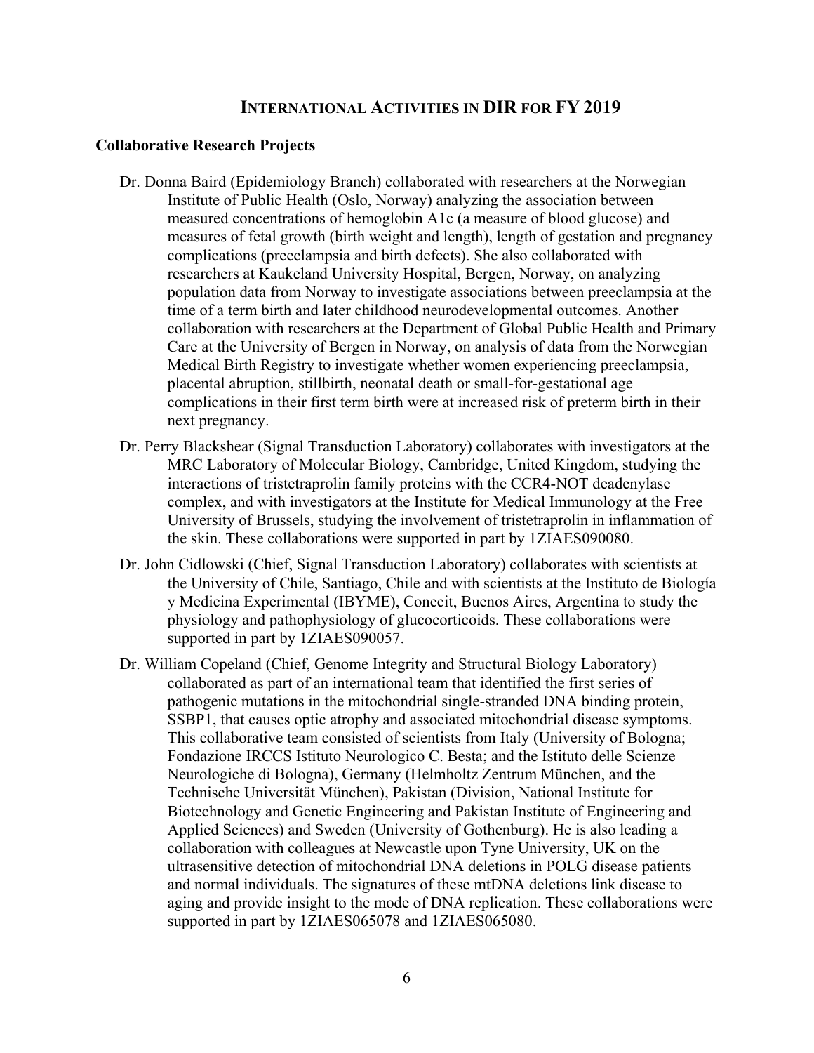## International Activities in DIR for FY 2019

### Collaborative Research Projects

Dr. Donna Baird (Epidemiology Branch) collaborated with researchers at the Norwegian Institute of Public Health (Oslo, Norway) analyzing the association between measured concentrations of hemoglobin A1c (a measure of blood glucose) and measures of fetal growth (birth weight and length), length of gestation and pregnancy complications (preeclampsia and birth defects). She also collaborated with researchers at Kaukeland University Hospital, Bergen, Norway, on analyzing population data from Norway to investigate associations between preeclampsia at the time of a term birth and later childhood neurodevelopmental outcomes. Another collaboration with researchers at the Department of Global Public Health and Primary Care at the University of Bergen in Norway, on analysis of data from the Norwegian Medical Birth Registry to investigate whether women experiencing preeclampsia, placental abruption, stillbirth, neonatal death or small-for-gestational age complications in their first term birth were at increased risk of preterm birth in their next pregnancy.

Dr. Perry Blackshear (Signal Transduction Laboratory) collaborates with investigators at the MRC Laboratory of Molecular Biology, Cambridge, United Kingdom, studying the interactions of tristetraprolin family proteins with the CCR4-NOT deadenylase complex, and with investigators at the Institute for Medical Immunology at the Free University of Brussels, studying the involvement of tristetraprolin in inflammation of the skin. These collaborations were supported in part by 1ZIAES090080.

Dr. John Cidlowski (Chief, Signal Transduction Laboratory) collaborates with scientists at the University of Chile, Santiago, Chile and with scientists at the Instituto de Biología y Medicina Experimental (IBYME), Conecit, Buenos Aires, Argentina to study the physiology and pathophysiology of glucocorticoids. These collaborations were supported in part by 1ZIAES090057.

Dr. William Copeland (Chief, Genome Integrity and Structural Biology Laboratory) collaborated as part of an international team that identified the first series of pathogenic mutations in the mitochondrial single-stranded DNA binding protein, SSBP1, that causes optic atrophy and associated mitochondrial disease symptoms. This collaborative team consisted of scientists from Italy (University of Bologna; Fondazione IRCCS Istituto Neurologico C. Besta; and the Istituto delle Scienze Neurologiche di Bologna), Germany (Helmholtz Zentrum München, and the Technische Universität München), Pakistan (Division, National Institute for Biotechnology and Genetic Engineering and Pakistan Institute of Engineering and Applied Sciences) and Sweden (University of Gothenburg). He is also leading a collaboration with colleagues at Newcastle upon Tyne University, UK on the ultrasensitive detection of mitochondrial DNA deletions in POLG disease patients and normal individuals. The signatures of these mtDNA deletions link disease to aging and provide insight to the mode of DNA replication. These collaborations were supported in part by 1ZIAES065078 and 1ZIAES065080.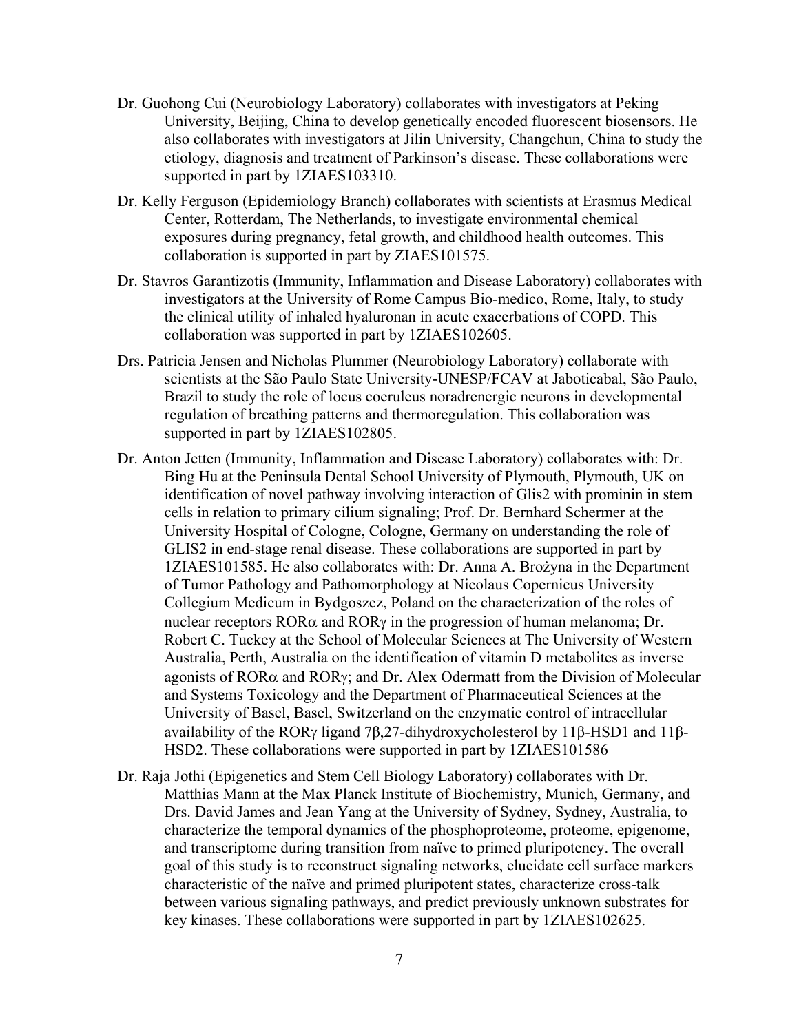Dr. Guohong Cui (Neurobiology Laboratory) collaborates with investigators at Peking University, Beijing, China to develop genetically encoded fluorescent biosensors. He also collaborates with investigators at Jilin University, Changchun, China to study the etiology, diagnosis and treatment of Parkinson's disease. These collaborations were supported in part by 1ZIAES103310.

Dr. Kelly Ferguson (Epidemiology Branch) collaborates with scientists at Erasmus Medical Center, Rotterdam, The Netherlands, to investigate environmental chemical exposures during pregnancy, fetal growth, and childhood health outcomes. This collaboration is supported in part by ZIAES101575.

Dr. Stavros Garantizotis (Immunity, Inflammation and Disease Laboratory) collaborates with investigators at the University of Rome Campus Bio-medico, Rome, Italy, to study the clinical utility of inhaled hyaluronan in acute exacerbations of COPD. This collaboration was supported in part by 1ZIAES102605.

Drs. Patricia Jensen and Nicholas Plummer (Neurobiology Laboratory) collaborate with scientists at the São Paulo State University-UNESP/FCAV at Jaboticabal, São Paulo, Brazil to study the role of locus coeruleus noradrenergic neurons in developmental regulation of breathing patterns and thermoregulation. This collaboration was supported in part by 1ZIAES102805.

Dr. Anton Jetten (Immunity, Inflammation and Disease Laboratory) collaborates with: Dr. Bing Hu at the Peninsula Dental School University of Plymouth, Plymouth, UK on identification of novel pathway involving interaction of Glis2 with prominin in stem cells in relation to primary cilium signaling; Prof. Dr. Bernhard Schermer at the University Hospital of Cologne, Cologne, Germany on understanding the role of GLIS2 in end-stage renal disease. These collaborations are supported in part by 1ZIAES101585. He also collaborates with: Dr. Anna A. Brożyna in the Department of Tumor Pathology and Pathomorphology at Nicolaus Copernicus University Collegium Medicum in Bydgoszcz, Poland on the characterization of the roles of nuclear receptors RORα and RORγ in the progression of human melanoma; Dr. Robert C. Tuckey at the School of Molecular Sciences at The University of Western Australia, Perth, Australia on the identification of vitamin D metabolites as inverse agonists of RORα and RORγ; and Dr. Alex Odermatt from the Division of Molecular and Systems Toxicology and the Department of Pharmaceutical Sciences at the University of Basel, Basel, Switzerland on the enzymatic control of intracellular availability of the RORγ ligand 7β,27-dihydroxycholesterol by 11β-HSD1 and 11β-HSD2. These collaborations were supported in part by 1ZIAES101586

Dr. Raja Jothi (Epigenetics and Stem Cell Biology Laboratory) collaborates with Dr. Matthias Mann at the Max Planck Institute of Biochemistry, Munich, Germany, and Drs. David James and Jean Yang at the University of Sydney, Sydney, Australia, to characterize the temporal dynamics of the phosphoproteome, proteome, epigenome, and transcriptome during transition from naïve to primed pluripotency. The overall goal of this study is to reconstruct signaling networks, elucidate cell surface markers characteristic of the naïve and primed pluripotent states, characterize cross-talk between various signaling pathways, and predict previously unknown substrates for key kinases. These collaborations were supported in part by 1ZIAES102625.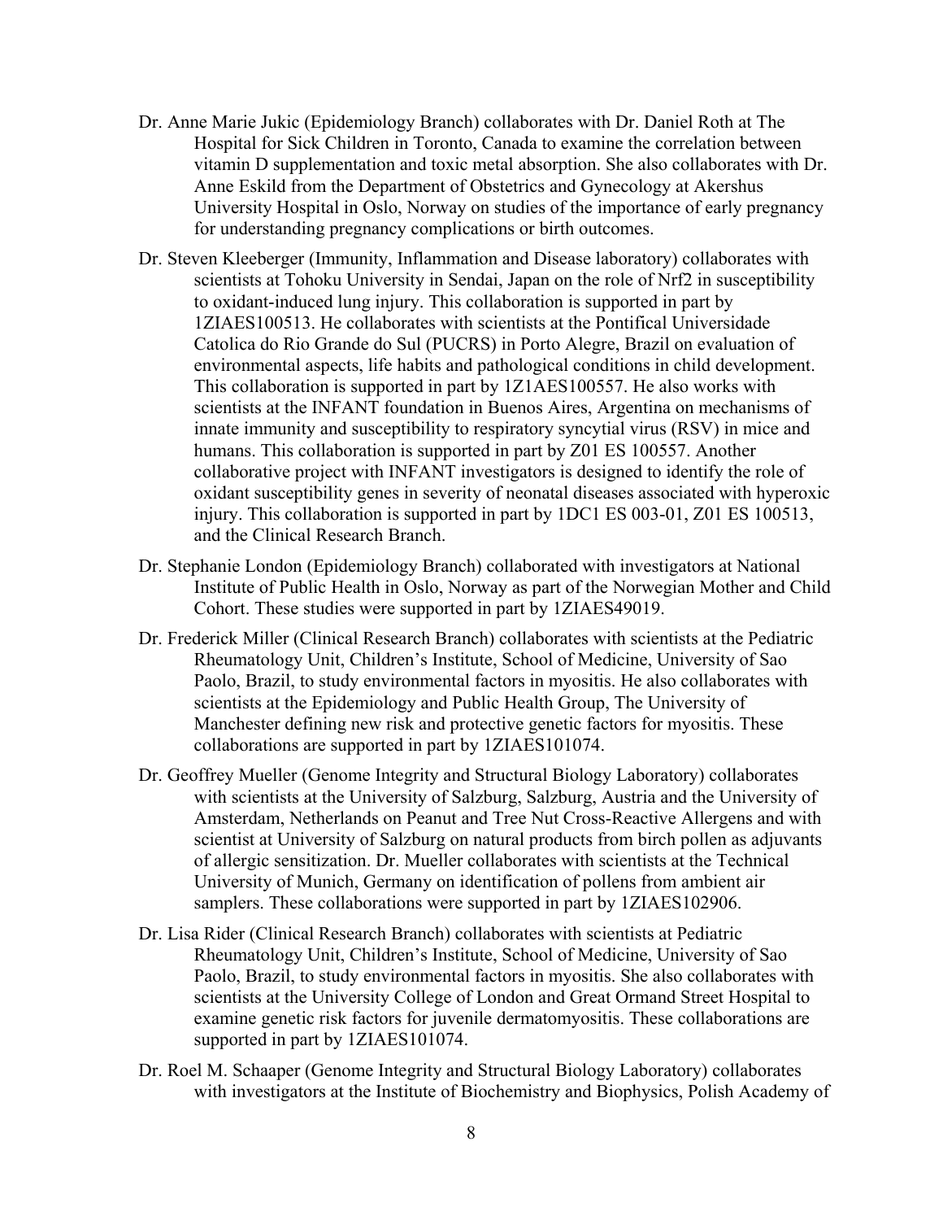Dr. Anne Marie Jukic (Epidemiology Branch) collaborates with Dr. Daniel Roth at The Hospital for Sick Children in Toronto, Canada to examine the correlation between vitamin D supplementation and toxic metal absorption. She also collaborates with Dr. Anne Eskild from the Department of Obstetrics and Gynecology at Akershus University Hospital in Oslo, Norway on studies of the importance of early pregnancy for understanding pregnancy complications or birth outcomes.

Dr. Steven Kleeberger (Immunity, Inflammation and Disease laboratory) collaborates with scientists at Tohoku University in Sendai, Japan on the role of Nrf2 in susceptibility to oxidant-induced lung injury. This collaboration is supported in part by 1ZIAES100513. He collaborates with scientists at the Pontifical Universidade Catolica do Rio Grande do Sul (PUCRS) in Porto Alegre, Brazil on evaluation of environmental aspects, life habits and pathological conditions in child development. This collaboration is supported in part by 1Z1AES100557. He also works with scientists at the INFANT foundation in Buenos Aires, Argentina on mechanisms of innate immunity and susceptibility to respiratory syncytial virus (RSV) in mice and humans. This collaboration is supported in part by Z01 ES 100557. Another collaborative project with INFANT investigators is designed to identify the role of oxidant susceptibility genes in severity of neonatal diseases associated with hyperoxic injury. This collaboration is supported in part by 1DC1 ES 003-01, Z01 ES 100513, and the Clinical Research Branch.

Dr. Stephanie London (Epidemiology Branch) collaborated with investigators at National Institute of Public Health in Oslo, Norway as part of the Norwegian Mother and Child Cohort. These studies were supported in part by 1ZIAES49019.

Dr. Frederick Miller (Clinical Research Branch) collaborates with scientists at the Pediatric Rheumatology Unit, Children's Institute, School of Medicine, University of Sao Paolo, Brazil, to study environmental factors in myositis. He also collaborates with scientists at the Epidemiology and Public Health Group, The University of Manchester defining new risk and protective genetic factors for myositis. These collaborations are supported in part by 1ZIAES101074.

Dr. Geoffrey Mueller (Genome Integrity and Structural Biology Laboratory) collaborates with scientists at the University of Salzburg, Salzburg, Austria and the University of Amsterdam, Netherlands on Peanut and Tree Nut Cross-Reactive Allergens and with scientist at University of Salzburg on natural products from birch pollen as adjuvants of allergic sensitization. Dr. Mueller collaborates with scientists at the Technical University of Munich, Germany on identification of pollens from ambient air samplers. These collaborations were supported in part by 1ZIAES102906.

Dr. Lisa Rider (Clinical Research Branch) collaborates with scientists at Pediatric Rheumatology Unit, Children's Institute, School of Medicine, University of Sao Paolo, Brazil, to study environmental factors in myositis. She also collaborates with scientists at the University College of London and Great Ormand Street Hospital to examine genetic risk factors for juvenile dermatomyositis. These collaborations are supported in part by 1ZIAES101074.

Dr. Roel M. Schaaper (Genome Integrity and Structural Biology Laboratory) collaborates with investigators at the Institute of Biochemistry and Biophysics, Polish Academy of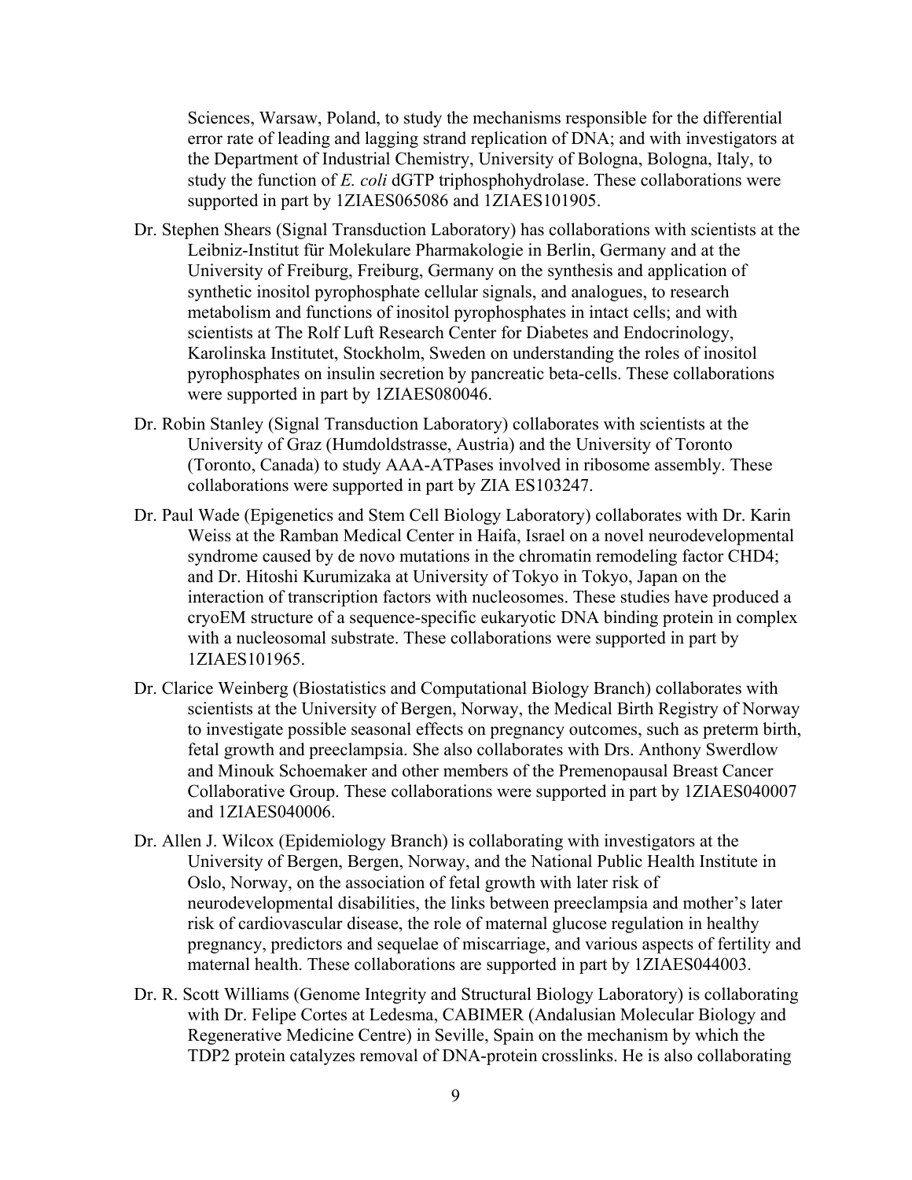Sciences, Warsaw, Poland, to study the mechanisms responsible for the differential error rate of leading and lagging strand replication of DNA; and with investigators at the Department of Industrial Chemistry, University of Bologna, Bologna, Italy, to study the function of *E. coli* dGTP triphosphohydrolase. These collaborations were supported in part by 1ZIAES065086 and 1ZIAES101905.

Dr. Stephen Shears (Signal Transduction Laboratory) has collaborations with scientists at the Leibniz-Institut für Molekulare Pharmakologie in Berlin, Germany and at the University of Freiburg, Freiburg, Germany on the synthesis and application of synthetic inositol pyrophosphate cellular signals, and analogues, to research metabolism and functions of inositol pyrophosphates in intact cells; and with scientists at The Rolf Luft Research Center for Diabetes and Endocrinology, Karolinska Institutet, Stockholm, Sweden on understanding the roles of inositol pyrophosphates on insulin secretion by pancreatic beta-cells. These collaborations were supported in part by 1ZIAES080046.

Dr. Robin Stanley (Signal Transduction Laboratory) collaborates with scientists at the University of Graz (Humdoldstrasse, Austria) and the University of Toronto (Toronto, Canada) to study AAA-ATPases involved in ribosome assembly. These collaborations were supported in part by ZIA ES103247.

Dr. Paul Wade (Epigenetics and Stem Cell Biology Laboratory) collaborates with Dr. Karin Weiss at the Ramban Medical Center in Haifa, Israel on a novel neurodevelopmental syndrome caused by de novo mutations in the chromatin remodeling factor CHD4; and Dr. Hitoshi Kurumizaka at University of Tokyo in Tokyo, Japan on the interaction of transcription factors with nucleosomes. These studies have produced a cryoEM structure of a sequence-specific eukaryotic DNA binding protein in complex with a nucleosomal substrate. These collaborations were supported in part by 1ZIAES101965.

Dr. Clarice Weinberg (Biostatistics and Computational Biology Branch) collaborates with scientists at the University of Bergen, Norway, the Medical Birth Registry of Norway to investigate possible seasonal effects on pregnancy outcomes, such as preterm birth, fetal growth and preeclampsia. She also collaborates with Drs. Anthony Swerdlow and Minouk Schoemaker and other members of the Premenopausal Breast Cancer Collaborative Group. These collaborations were supported in part by 1ZIAES040007 and 1ZIAES040006.

Dr. Allen J. Wilcox (Epidemiology Branch) is collaborating with investigators at the University of Bergen, Bergen, Norway, and the National Public Health Institute in Oslo, Norway, on the association of fetal growth with later risk of neurodevelopmental disabilities, the links between preeclampsia and mother's later risk of cardiovascular disease, the role of maternal glucose regulation in healthy pregnancy, predictors and sequelae of miscarriage, and various aspects of fertility and maternal health. These collaborations are supported in part by 1ZIAES044003.

Dr. R. Scott Williams (Genome Integrity and Structural Biology Laboratory) is collaborating with Dr. Felipe Cortes at Ledesma, CABIMER (Andalusian Molecular Biology and Regenerative Medicine Centre) in Seville, Spain on the mechanism by which the TDP2 protein catalyzes removal of DNA-protein crosslinks. He is also collaborating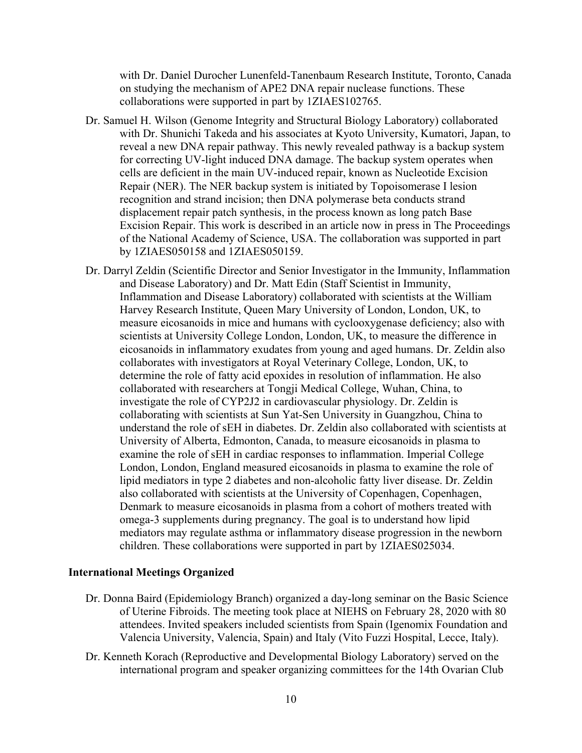with Dr. Daniel Durocher Lunenfeld-Tanenbaum Research Institute, Toronto, Canada on studying the mechanism of APE2 DNA repair nuclease functions. These collaborations were supported in part by 1ZIAES102765.

Dr. Samuel H. Wilson (Genome Integrity and Structural Biology Laboratory) collaborated with Dr. Shunichi Takeda and his associates at Kyoto University, Kumatori, Japan, to reveal a new DNA repair pathway. This newly revealed pathway is a backup system for correcting UV-light induced DNA damage. The backup system operates when cells are deficient in the main UV-induced repair, known as Nucleotide Excision Repair (NER). The NER backup system is initiated by Topoisomerase I lesion recognition and strand incision; then DNA polymerase beta conducts strand displacement repair patch synthesis, in the process known as long patch Base Excision Repair. This work is described in an article now in press in The Proceedings of the National Academy of Science, USA. The collaboration was supported in part by 1ZIAES050158 and 1ZIAES050159.

Dr. Darryl Zeldin (Scientific Director and Senior Investigator in the Immunity, Inflammation and Disease Laboratory) and Dr. Matt Edin (Staff Scientist in Immunity, Inflammation and Disease Laboratory) collaborated with scientists at the William Harvey Research Institute, Queen Mary University of London, London, UK, to measure eicosanoids in mice and humans with cyclooxygenase deficiency; also with scientists at University College London, London, UK, to measure the difference in eicosanoids in inflammatory exudates from young and aged humans. Dr. Zeldin also collaborates with investigators at Royal Veterinary College, London, UK, to determine the role of fatty acid epoxides in resolution of inflammation. He also collaborated with researchers at Tongji Medical College, Wuhan, China, to investigate the role of CYP2J2 in cardiovascular physiology. Dr. Zeldin is collaborating with scientists at Sun Yat-Sen University in Guangzhou, China to understand the role of sEH in diabetes. Dr. Zeldin also collaborated with scientists at University of Alberta, Edmonton, Canada, to measure eicosanoids in plasma to examine the role of sEH in cardiac responses to inflammation. Imperial College London, London, England measured eicosanoids in plasma to examine the role of lipid mediators in type 2 diabetes and non-alcoholic fatty liver disease. Dr. Zeldin also collaborated with scientists at the University of Copenhagen, Copenhagen, Denmark to measure eicosanoids in plasma from a cohort of mothers treated with omega-3 supplements during pregnancy. The goal is to understand how lipid mediators may regulate asthma or inflammatory disease progression in the newborn children. These collaborations were supported in part by 1ZIAES025034.

**International Meetings Organized**

Dr. Donna Baird (Epidemiology Branch) organized a day-long seminar on the Basic Science of Uterine Fibroids. The meeting took place at NIEHS on February 28, 2020 with 80 attendees. Invited speakers included scientists from Spain (Igenomix Foundation and Valencia University, Valencia, Spain) and Italy (Vito Fuzzi Hospital, Lecce, Italy).

Dr. Kenneth Korach (Reproductive and Developmental Biology Laboratory) served on the international program and speaker organizing committees for the 14th Ovarian Club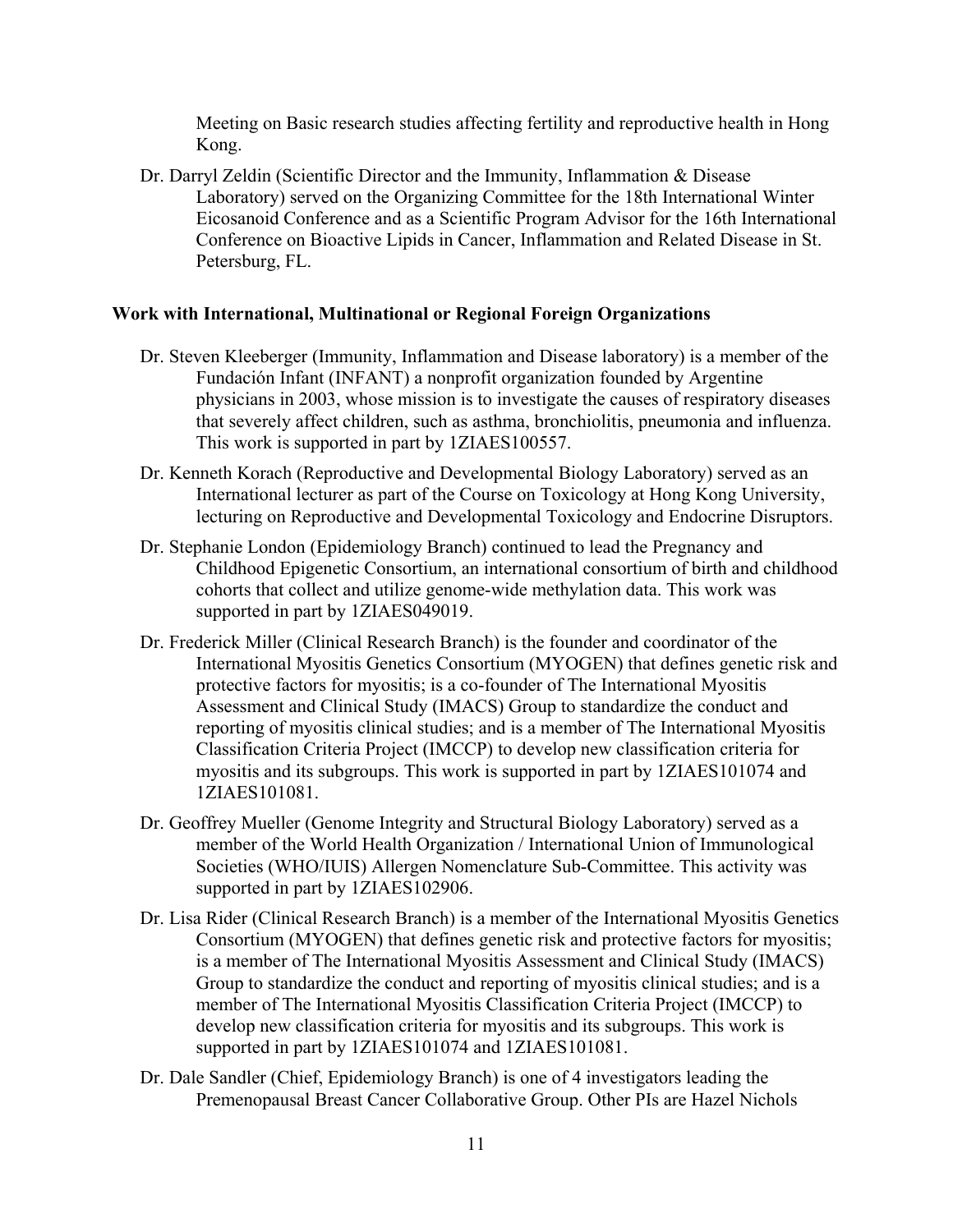Meeting on Basic research studies affecting fertility and reproductive health in Hong Kong.

Dr. Darryl Zeldin (Scientific Director and the Immunity, Inflammation & Disease Laboratory) served on the Organizing Committee for the 18th International Winter Eicosanoid Conference and as a Scientific Program Advisor for the 16th International Conference on Bioactive Lipids in Cancer, Inflammation and Related Disease in St. Petersburg, FL.

### Work with International, Multinational or Regional Foreign Organizations

Dr. Steven Kleeberger (Immunity, Inflammation and Disease laboratory) is a member of the Fundación Infant (INFANT) a nonprofit organization founded by Argentine physicians in 2003, whose mission is to investigate the causes of respiratory diseases that severely affect children, such as asthma, bronchiolitis, pneumonia and influenza. This work is supported in part by 1ZIAES100557.

Dr. Kenneth Korach (Reproductive and Developmental Biology Laboratory) served as an International lecturer as part of the Course on Toxicology at Hong Kong University, lecturing on Reproductive and Developmental Toxicology and Endocrine Disruptors.

Dr. Stephanie London (Epidemiology Branch) continued to lead the Pregnancy and Childhood Epigenetic Consortium, an international consortium of birth and childhood cohorts that collect and utilize genome-wide methylation data. This work was supported in part by 1ZIAES049019.

Dr. Frederick Miller (Clinical Research Branch) is the founder and coordinator of the International Myositis Genetics Consortium (MYOGEN) that defines genetic risk and protective factors for myositis; is a co-founder of The International Myositis Assessment and Clinical Study (IMACS) Group to standardize the conduct and reporting of myositis clinical studies; and is a member of The International Myositis Classification Criteria Project (IMCCP) to develop new classification criteria for myositis and its subgroups. This work is supported in part by 1ZIAES101074 and 1ZIAES101081.

Dr. Geoffrey Mueller (Genome Integrity and Structural Biology Laboratory) served as a member of the World Health Organization / International Union of Immunological Societies (WHO/IUIS) Allergen Nomenclature Sub-Committee. This activity was supported in part by 1ZIAES102906.

Dr. Lisa Rider (Clinical Research Branch) is a member of the International Myositis Genetics Consortium (MYOGEN) that defines genetic risk and protective factors for myositis; is a member of The International Myositis Assessment and Clinical Study (IMACS) Group to standardize the conduct and reporting of myositis clinical studies; and is a member of The International Myositis Classification Criteria Project (IMCCP) to develop new classification criteria for myositis and its subgroups. This work is supported in part by 1ZIAES101074 and 1ZIAES101081.

Dr. Dale Sandler (Chief, Epidemiology Branch) is one of 4 investigators leading the Premenopausal Breast Cancer Collaborative Group. Other PIs are Hazel Nichols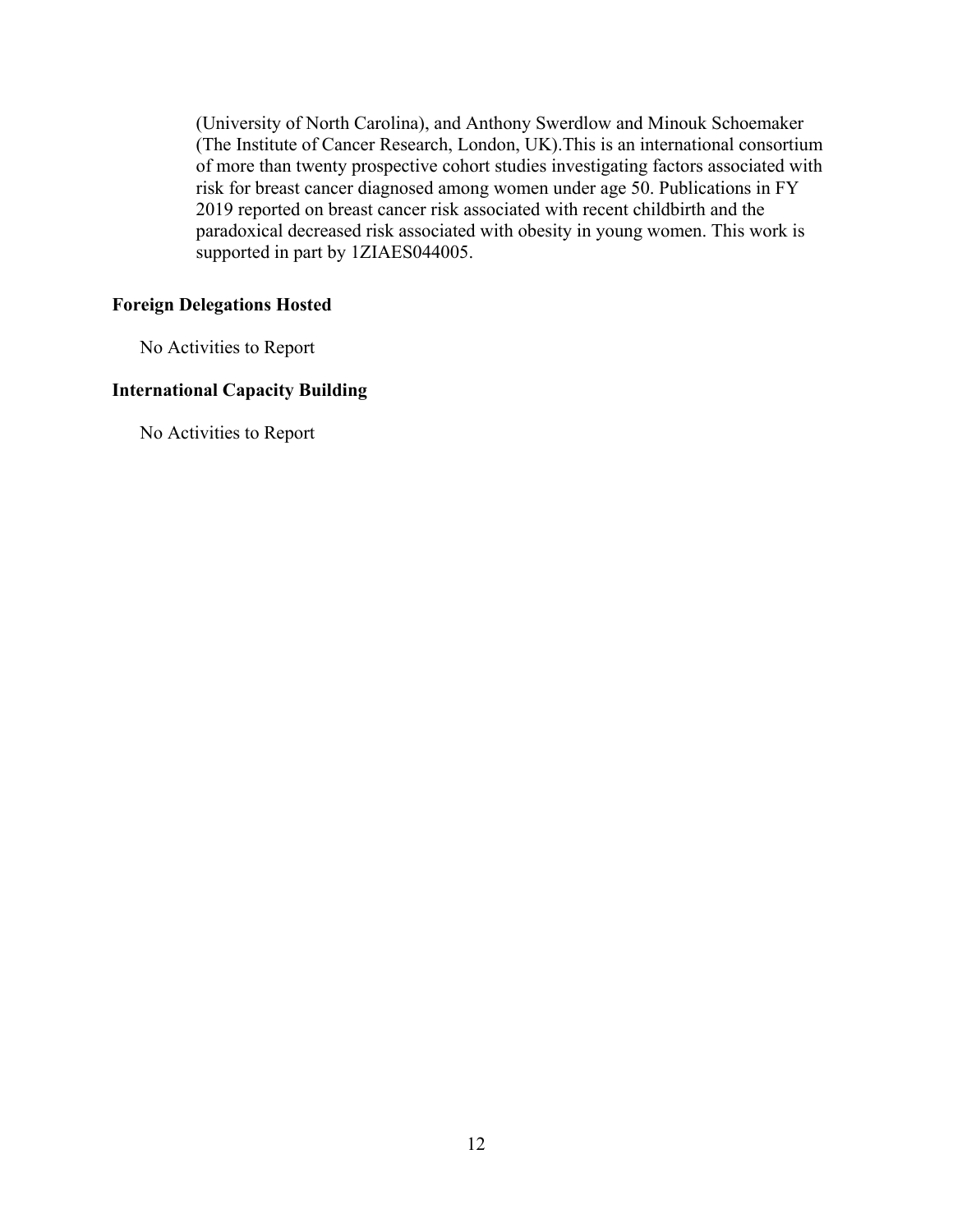(University of North Carolina), and Anthony Swerdlow and Minouk Schoemaker (The Institute of Cancer Research, London, UK).This is an international consortium of more than twenty prospective cohort studies investigating factors associated with risk for breast cancer diagnosed among women under age 50. Publications in FY 2019 reported on breast cancer risk associated with recent childbirth and the paradoxical decreased risk associated with obesity in young women. This work is supported in part by 1ZIAES044005.

### Foreign Delegations Hosted

No Activities to Report

### International Capacity Building

No Activities to Report